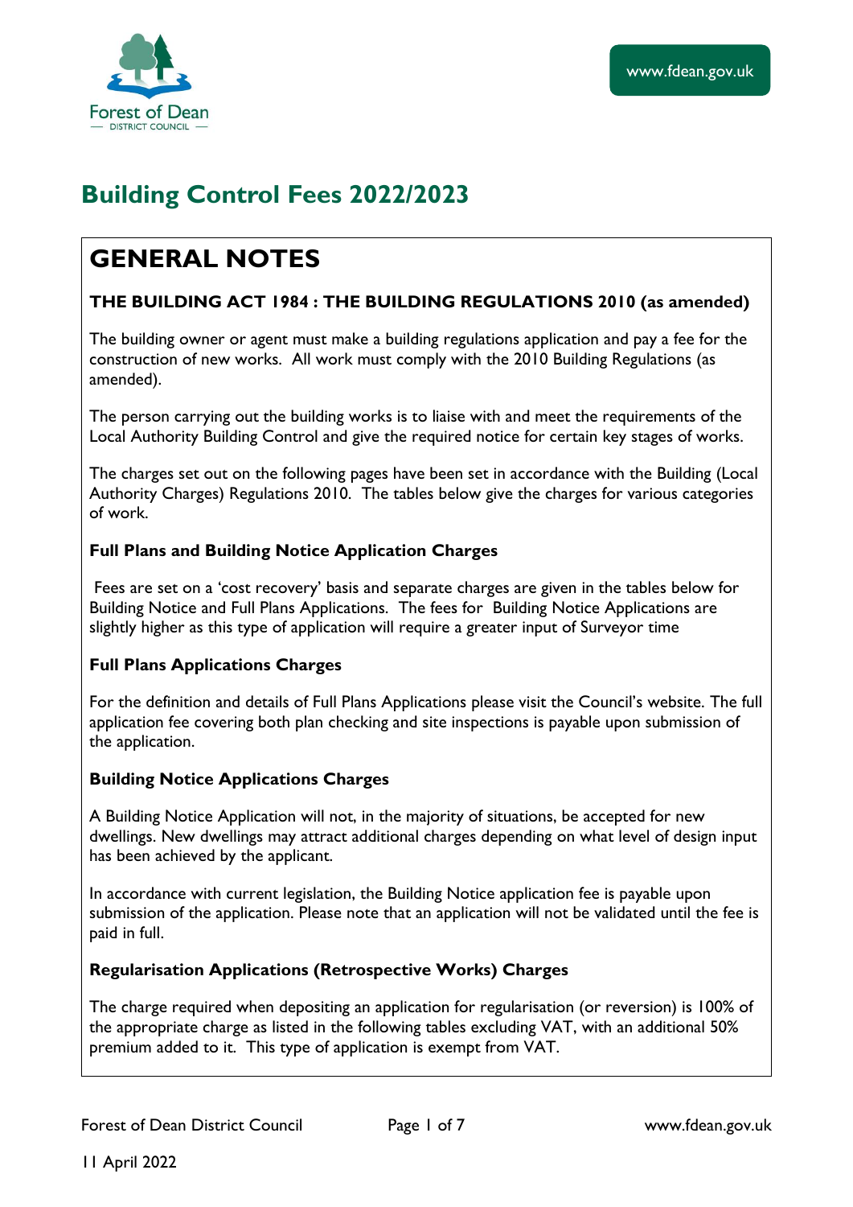# Building Control Fees 2022/2023

## GENERAL NOTES

### THE BUILDING ACT 1984 : THE BUILDING REGULATIONS 2010 (as amended)

The building owner or agent must make a building regulations application and pay a fee for the construction of new works. All work must comply with the 2010 Building Regulations (as amended).

The person carrying out the building works is to liaise with and meet the requirements of the Local Authority Building Control and give the required notice for certain key stages of works.

The charges set out on the following pages have been set in accordance with the Building (Local Authority Charges) Regulations 2010. The tables below give the charges for various categories of work.

**Full Plans and Building Notice Application Charges**

Fees are set on a 'cost recovery' basis and separate charges are given in the tables below for Building Notice and Full Plans Applications. The fees for Building Notice Applications are slightly higher as this type of application will require a greater input of Surveyor time

**Full Plans Applications Charges**

For the definition and details of Full Plans Applications please visit the Council's website. The full application fee covering both plan checking and site inspections is payable upon submission of the application.

**Building Notice Applications Charges**

A Building Notice Application will not, in the majority of situations, be accepted for new dwellings. New dwellings may attract additional charges depending on what level of design input has been achieved by the applicant.

In accordance with current legislation, the Building Notice application fee is payable upon submission of the application. Please note that an application will not be validated until the fee is paid in full.

**Regularisation Applications (Retrospective Works) Charges**

The charge required when depositing an application for regularisation (or reversion) is 100% of the appropriate charge as listed in the following tables excluding VAT, with an additional 50% premium added to it. This type of application is exempt from VAT.

11 April 2022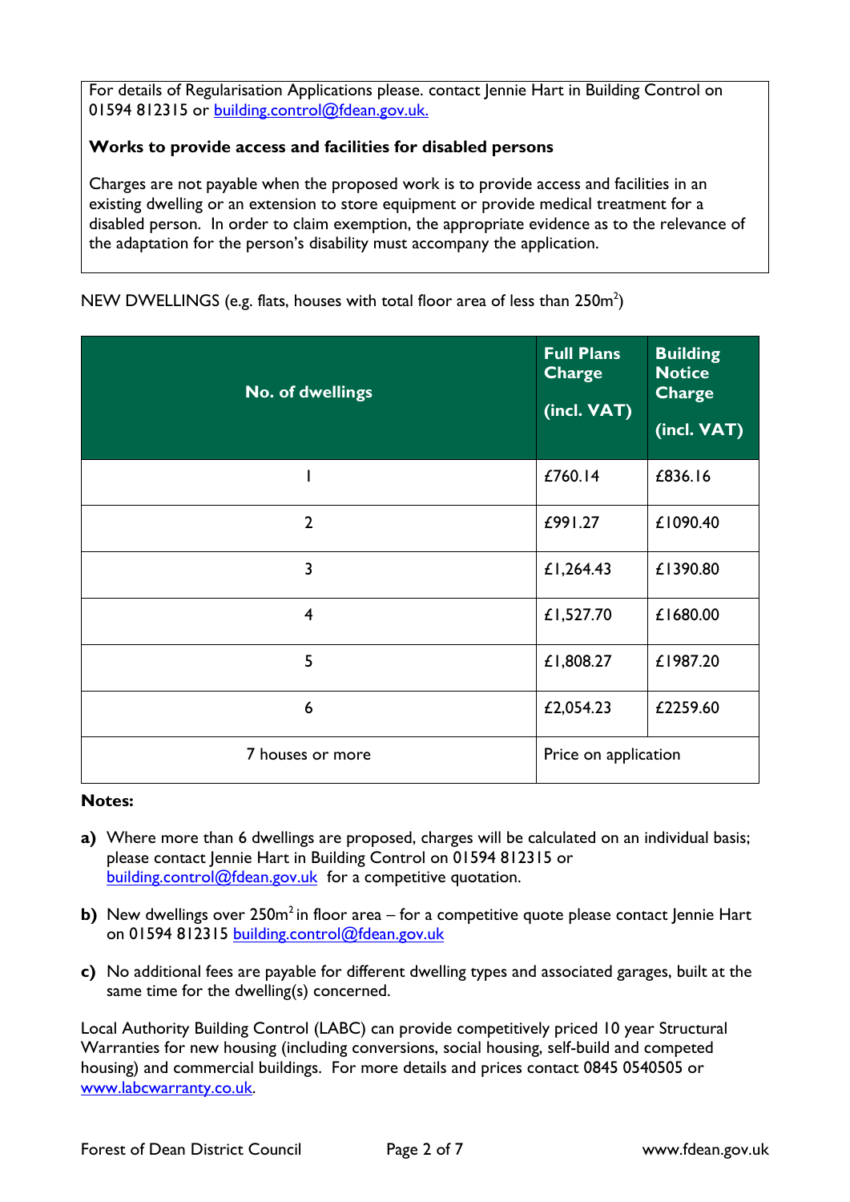For details of Regularisation Applications please. contact Jennie Hart in Building Control on 01594 812315 or building.control@fdean.gov.uk.

**Works to provide access and facilities for disabled persons**

Charges are not payable when the proposed work is to provide access and facilities in an existing dwelling or an extension to store equipment or provide medical treatment for a disabled person. In order to claim exemption, the appropriate evidence as to the relevance of the adaptation for the person's disability must accompany the application.

NEW DWELLINGS (e.g. flats, houses with total floor area of less than $250m^2$)

| No. of dwellings | Full Plans Charge (incl. VAT) | Building Notice Charge (incl. VAT) |
|---|---|---|
| 1 | £760.14 | £836.16 |
| 2 | £991.27 | £1090.40 |
| 3 | £1,264.43 | £1390.80 |
| 4 | £1,527.70 | £1680.00 |
| 5 | £1,808.27 | £1987.20 |
| 6 | £2,054.23 | £2259.60 |
| 7 houses or more | Price on application | |

**Notes:**

**a)** Where more than 6 dwellings are proposed, charges will be calculated on an individual basis; please contact Jennie Hart in Building Control on 01594 812315 or building.control@fdean.gov.uk for a competitive quotation.

**b)** New dwellings over $250m^2$ in floor area – for a competitive quote please contact Jennie Hart on 01594 812315 building.control@fdean.gov.uk

**c)** No additional fees are payable for different dwelling types and associated garages, built at the same time for the dwelling(s) concerned.

Local Authority Building Control (LABC) can provide competitively priced 10 year Structural Warranties for new housing (including conversions, social housing, self-build and competed housing) and commercial buildings. For more details and prices contact 0845 0540505 or www.labcwarranty.co.uk.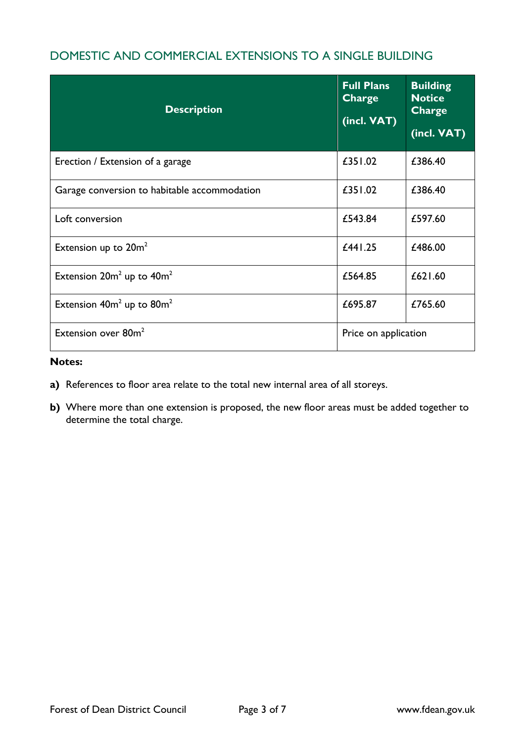## DOMESTIC AND COMMERCIAL EXTENSIONS TO A SINGLE BUILDING

| Description | Full Plans Charge (incl. VAT) | Building Notice Charge (incl. VAT) |
|---|---|---|
| Erection / Extension of a garage | £351.02 | £386.40 |
| Garage conversion to habitable accommodation | £351.02 | £386.40 |
| Loft conversion | £543.84 | £597.60 |
| Extension up to $20m^2$ | £441.25 | £486.00 |
| Extension $20m^2$ up to $40m^2$ | £564.85 | £621.60 |
| Extension $40m^2$ up to $80m^2$ | £695.87 | £765.60 |
| Extension over $80m^2$ | Price on application | |

**Notes:**

**a)** References to floor area relate to the total new internal area of all storeys.

**b)** Where more than one extension is proposed, the new floor areas must be added together to determine the total charge.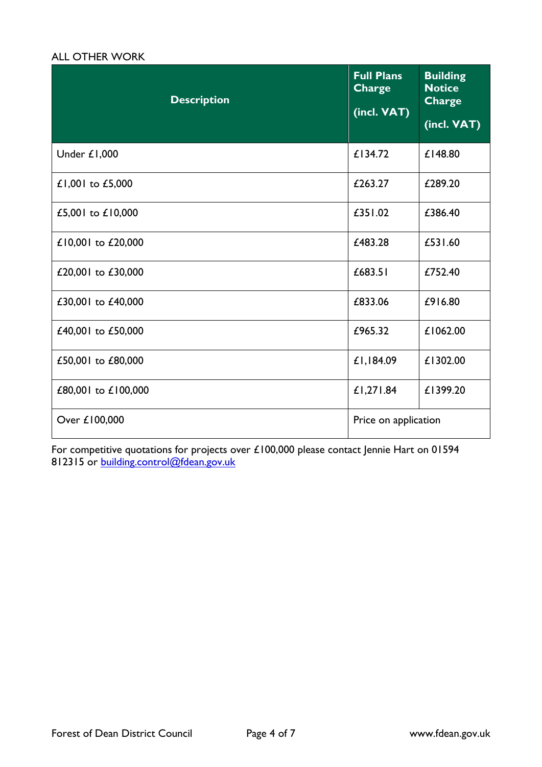ALL OTHER WORK

| Description | Full Plans Charge (incl. VAT) | Building Notice Charge (incl. VAT) |
|---|---|---|
| Under £1,000 | £134.72 | £148.80 |
| £1,001 to £5,000 | £263.27 | £289.20 |
| £5,001 to £10,000 | £351.02 | £386.40 |
| £10,001 to £20,000 | £483.28 | £531.60 |
| £20,001 to £30,000 | £683.51 | £752.40 |
| £30,001 to £40,000 | £833.06 | £916.80 |
| £40,001 to £50,000 | £965.32 | £1062.00 |
| £50,001 to £80,000 | £1,184.09 | £1302.00 |
| £80,001 to £100,000 | £1,271.84 | £1399.20 |
| Over £100,000 | Price on application | |

For competitive quotations for projects over £100,000 please contact Jennie Hart on 01594 812315 or [building.control@fdean.gov.uk](mailto:building.control@fdean.gov.uk)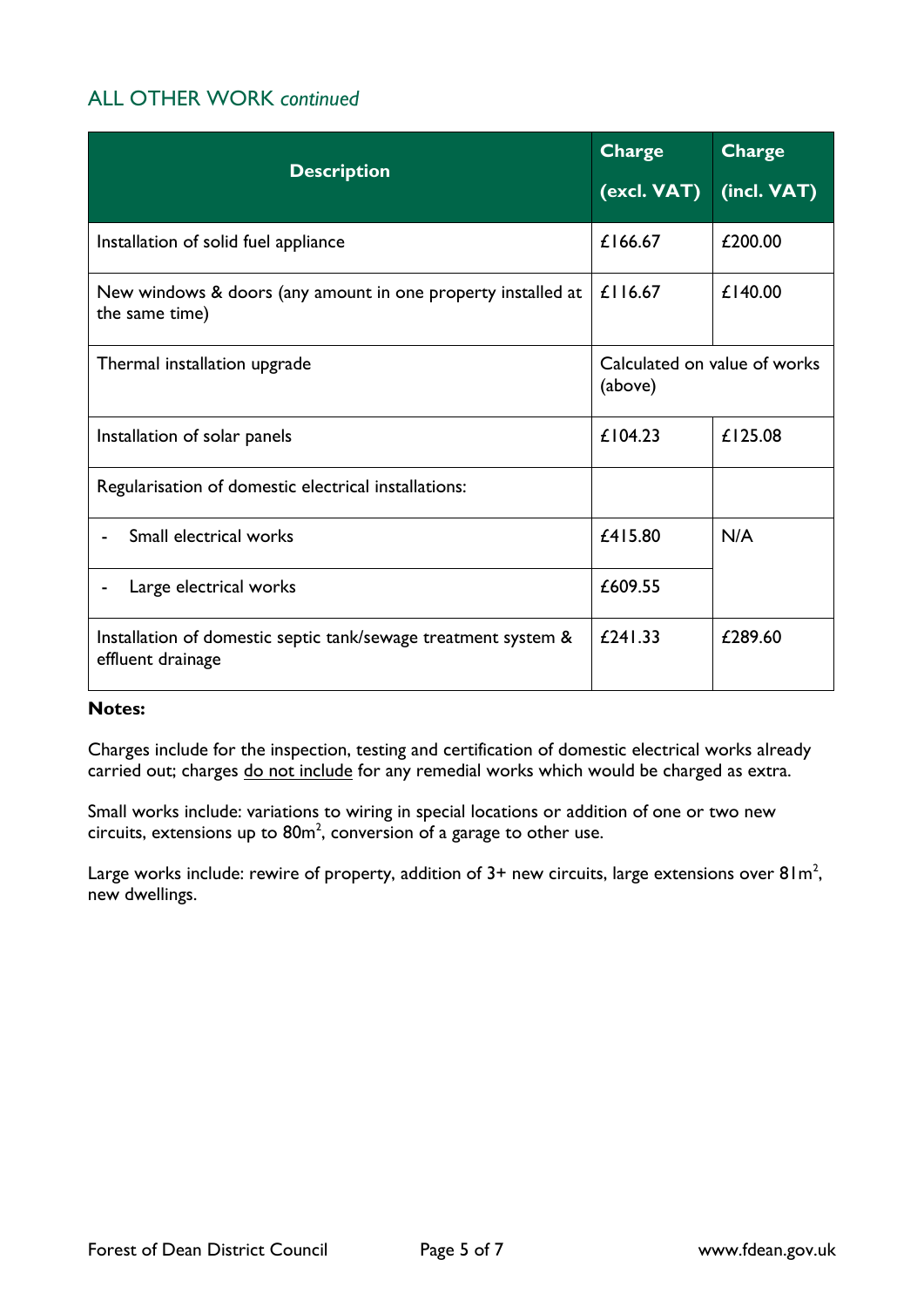## ALL OTHER WORK *continued*

| Description | Charge (excl. VAT) | Charge (incl. VAT) |
|---|---|---|
| Installation of solid fuel appliance | £166.67 | £200.00 |
| New windows & doors (any amount in one property installed at the same time) | £116.67 | £140.00 |
| Thermal installation upgrade | Calculated on value of works (above) | |
| Installation of solar panels | £104.23 | £125.08 |
| Regularisation of domestic electrical installations: | | |
| - Small electrical works | £415.80 | N/A |
| - Large electrical works | £609.55 | |
| Installation of domestic septic tank/sewage treatment system & effluent drainage | £241.33 | £289.60 |

**Notes:**

Charges include for the inspection, testing and certification of domestic electrical works already carried out; charges do not include for any remedial works which would be charged as extra.

Small works include: variations to wiring in special locations or addition of one or two new circuits, extensions up to $80m^2$, conversion of a garage to other use.

Large works include: rewire of property, addition of 3+ new circuits, large extensions over $81m^2$, new dwellings.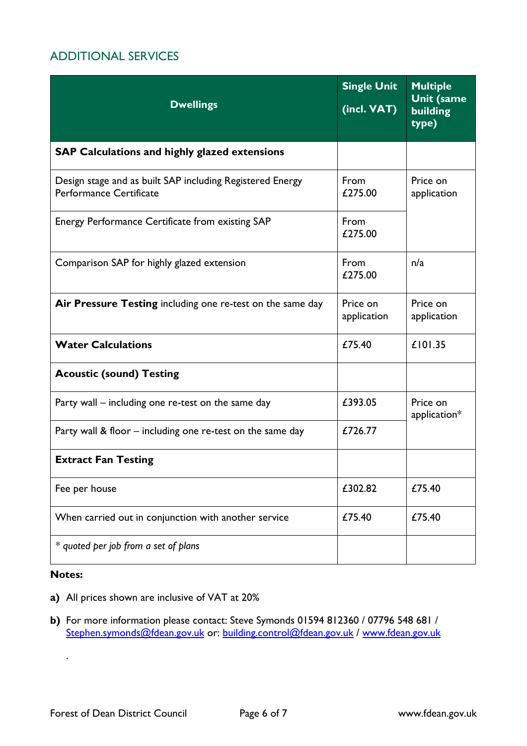## ADDITIONAL SERVICES

| Dwellings | Single Unit (incl. VAT) | Multiple Unit (same building type) |
|---|---|---|
| **SAP Calculations and highly glazed extensions** | | |
| Design stage and as built SAP including Registered Energy Performance Certificate | From £275.00 | Price on application |
| Energy Performance Certificate from existing SAP | From £275.00 | |
| Comparison SAP for highly glazed extension | From £275.00 | n/a |
| **Air Pressure Testing** including one re-test on the same day | Price on application | Price on application |
| **Water Calculations** | £75.40 | £101.35 |
| **Acoustic (sound) Testing** | | |
| Party wall – including one re-test on the same day | £393.05 | Price on application* |
| Party wall & floor – including one re-test on the same day | £726.77 | |
| **Extract Fan Testing** | | |
| Fee per house | £302.82 | £75.40 |
| When carried out in conjunction with another service | £75.40 | £75.40 |
| * *quoted per job from a set of plans* | | |

**Notes:**

**a)** All prices shown are inclusive of VAT at 20%

**b)** For more information please contact: Steve Symonds 01594 812360 / 07796 548 681 / Stephen.symonds@fdean.gov.uk or: building.control@fdean.gov.uk / www.fdean.gov.uk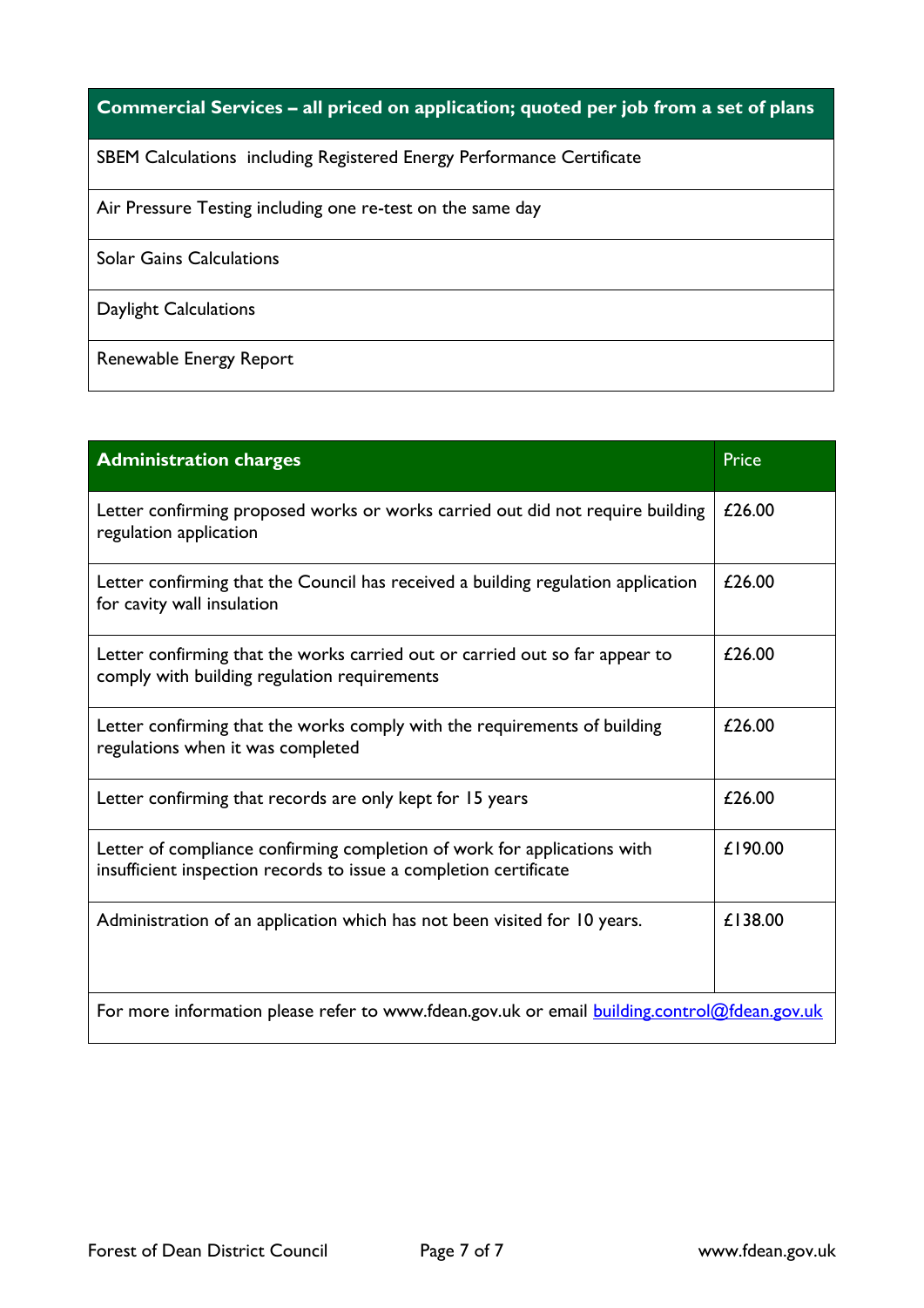| Commercial Services – all priced on application; quoted per job from a set of plans |
|---|
| SBEM Calculations including Registered Energy Performance Certificate |
| Air Pressure Testing including one re-test on the same day |
| Solar Gains Calculations |
| Daylight Calculations |
| Renewable Energy Report |

| Administration charges | Price |
|---|---|
| Letter confirming proposed works or works carried out did not require building regulation application | £26.00 |
| Letter confirming that the Council has received a building regulation application for cavity wall insulation | £26.00 |
| Letter confirming that the works carried out or carried out so far appear to comply with building regulation requirements | £26.00 |
| Letter confirming that the works comply with the requirements of building regulations when it was completed | £26.00 |
| Letter confirming that records are only kept for 15 years | £26.00 |
| Letter of compliance confirming completion of work for applications with insufficient inspection records to issue a completion certificate | £190.00 |
| Administration of an application which has not been visited for 10 years. | £138.00 |
| For more information please refer to www.fdean.gov.uk or email building.control@fdean.gov.uk | |